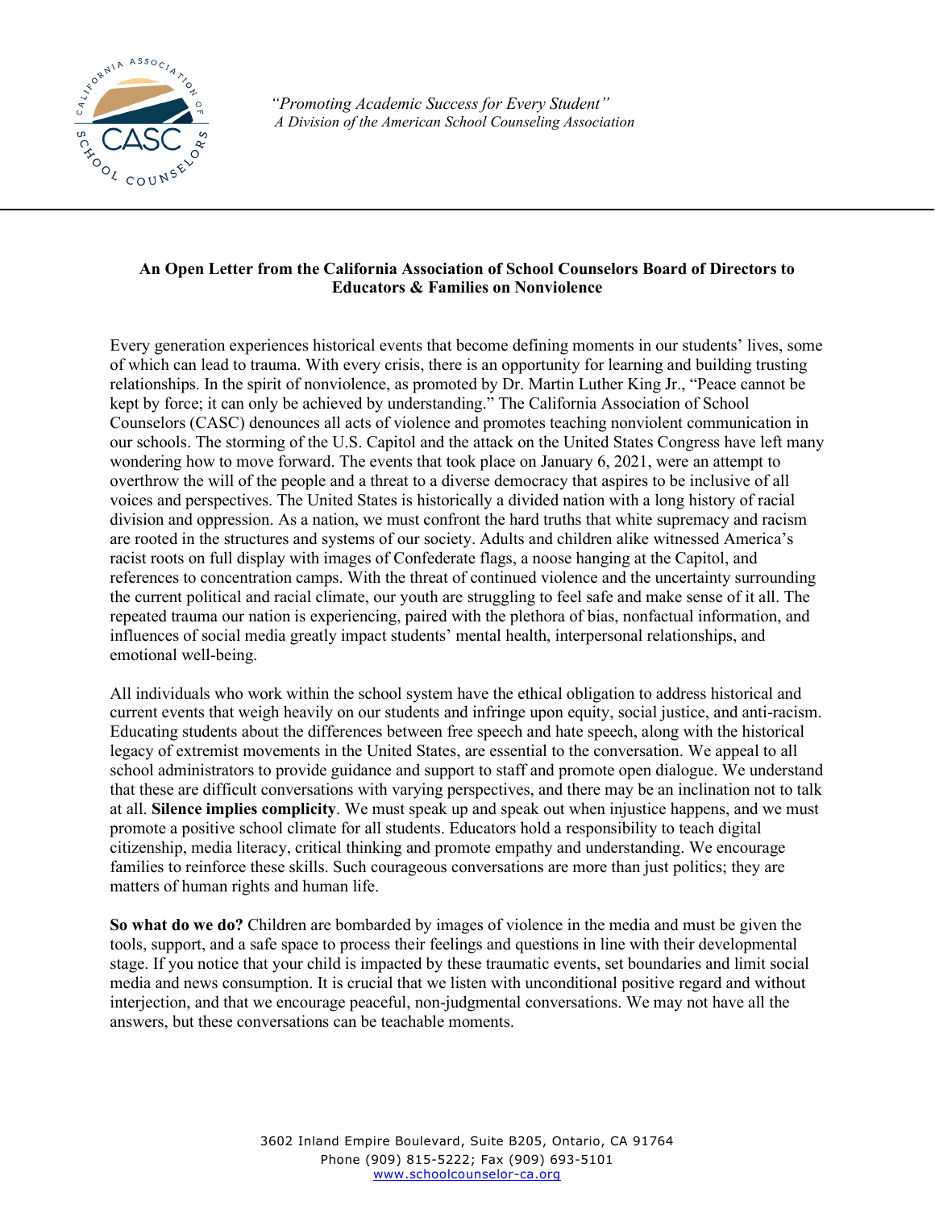*"Promoting Academic Success for Every Student"*
*A Division of the American School Counseling Association*

**An Open Letter from the California Association of School Counselors Board of Directors to Educators & Families on Nonviolence**

Every generation experiences historical events that become defining moments in our students' lives, some of which can lead to trauma. With every crisis, there is an opportunity for learning and building trusting relationships. In the spirit of nonviolence, as promoted by Dr. Martin Luther King Jr., "Peace cannot be kept by force; it can only be achieved by understanding." The California Association of School Counselors (CASC) denounces all acts of violence and promotes teaching nonviolent communication in our schools. The storming of the U.S. Capitol and the attack on the United States Congress have left many wondering how to move forward. The events that took place on January 6, 2021, were an attempt to overthrow the will of the people and a threat to a diverse democracy that aspires to be inclusive of all voices and perspectives. The United States is historically a divided nation with a long history of racial division and oppression. As a nation, we must confront the hard truths that white supremacy and racism are rooted in the structures and systems of our society. Adults and children alike witnessed America's racist roots on full display with images of Confederate flags, a noose hanging at the Capitol, and references to concentration camps. With the threat of continued violence and the uncertainty surrounding the current political and racial climate, our youth are struggling to feel safe and make sense of it all. The repeated trauma our nation is experiencing, paired with the plethora of bias, nonfactual information, and influences of social media greatly impact students' mental health, interpersonal relationships, and emotional well-being.

All individuals who work within the school system have the ethical obligation to address historical and current events that weigh heavily on our students and infringe upon equity, social justice, and anti-racism. Educating students about the differences between free speech and hate speech, along with the historical legacy of extremist movements in the United States, are essential to the conversation. We appeal to all school administrators to provide guidance and support to staff and promote open dialogue. We understand that these are difficult conversations with varying perspectives, and there may be an inclination not to talk at all. **Silence implies complicity**. We must speak up and speak out when injustice happens, and we must promote a positive school climate for all students. Educators hold a responsibility to teach digital citizenship, media literacy, critical thinking and promote empathy and understanding. We encourage families to reinforce these skills. Such courageous conversations are more than just politics; they are matters of human rights and human life.

**So what do we do?** Children are bombarded by images of violence in the media and must be given the tools, support, and a safe space to process their feelings and questions in line with their developmental stage. If you notice that your child is impacted by these traumatic events, set boundaries and limit social media and news consumption. It is crucial that we listen with unconditional positive regard and without interjection, and that we encourage peaceful, non-judgmental conversations. We may not have all the answers, but these conversations can be teachable moments.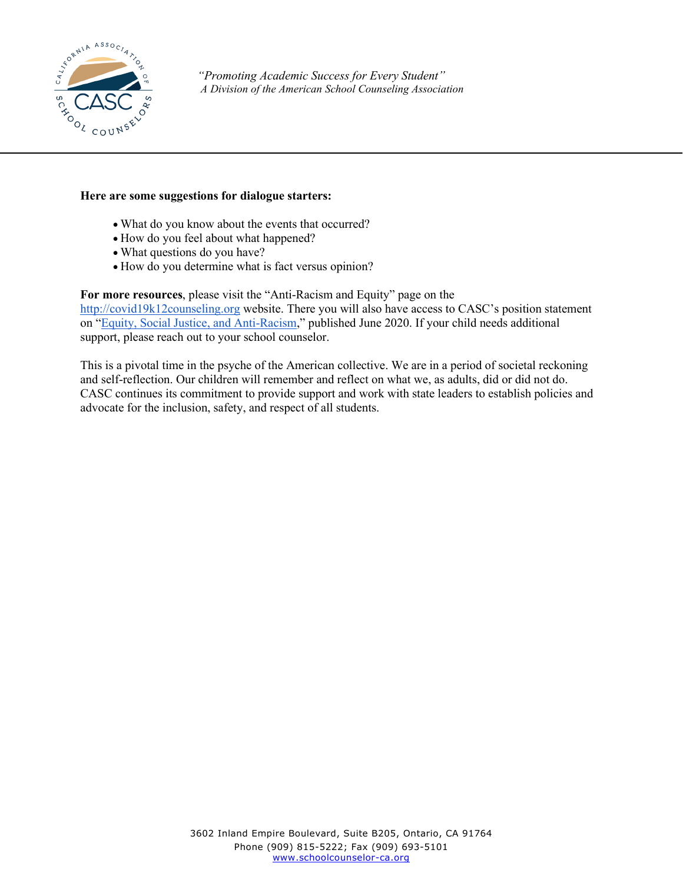**Here are some suggestions for dialogue starters:**

- What do you know about the events that occurred?
- How do you feel about what happened?
- What questions do you have?
- How do you determine what is fact versus opinion?

**For more resources**, please visit the "Anti-Racism and Equity" page on the http://covid19k12counseling.org website. There you will also have access to CASC's position statement on "Equity, Social Justice, and Anti-Racism," published June 2020. If your child needs additional support, please reach out to your school counselor.

This is a pivotal time in the psyche of the American collective. We are in a period of societal reckoning and self-reflection. Our children will remember and reflect on what we, as adults, did or did not do. CASC continues its commitment to provide support and work with state leaders to establish policies and advocate for the inclusion, safety, and respect of all students.